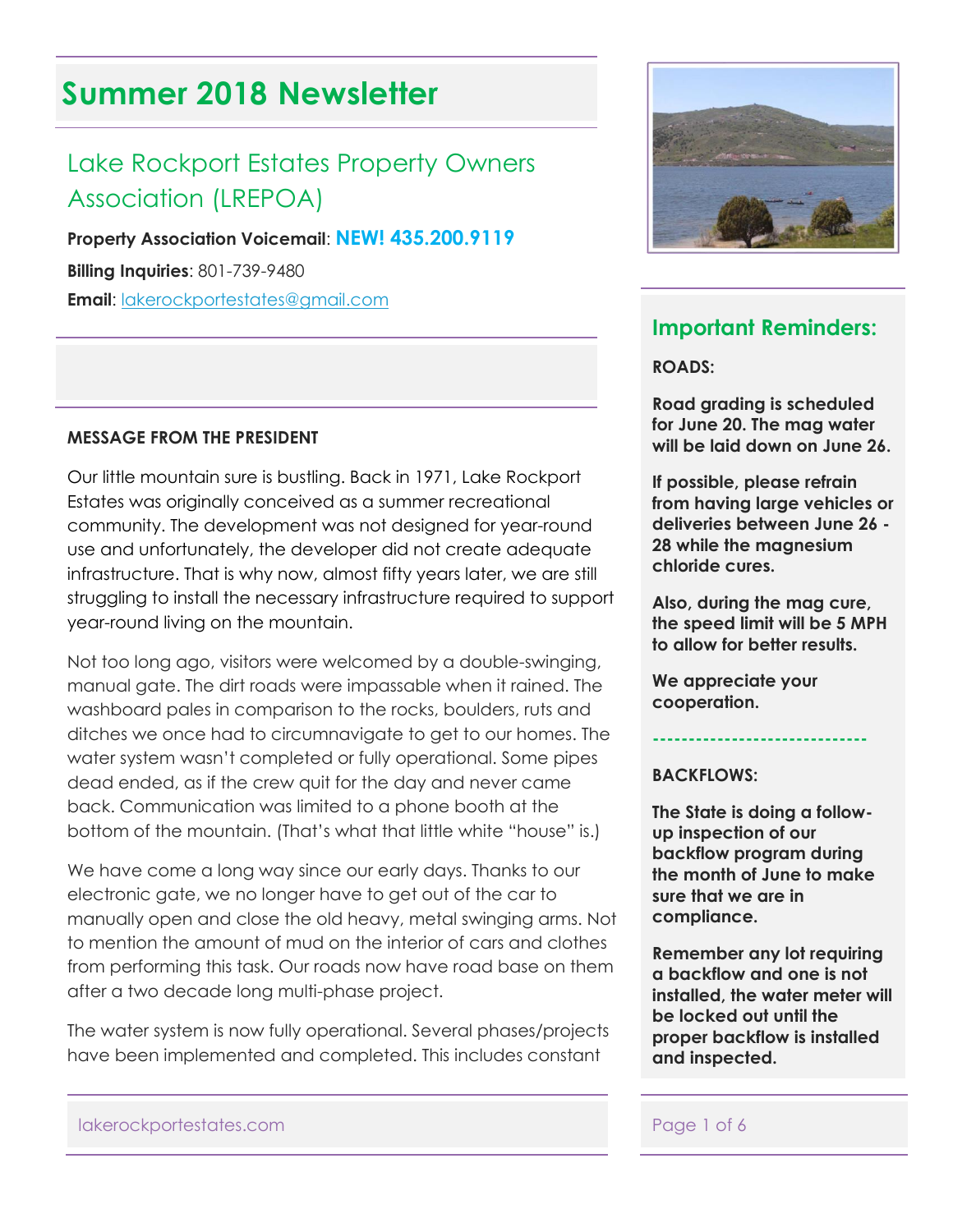# Summer 2018 Newsletter

## Lake Rockport Estates Property Owners Association (LREPOA)

**Property Association Voicemail**: **NEW! 435.200.9119**

**Billing Inquiries**: 801-739-9480

**Email**: lakerockportestates@gmail.com

**MESSAGE FROM THE PRESIDENT**

Our little mountain sure is bustling. Back in 1971, Lake Rockport Estates was originally conceived as a summer recreational community. The development was not designed for year-round use and unfortunately, the developer did not create adequate infrastructure. That is why now, almost fifty years later, we are still struggling to install the necessary infrastructure required to support year-round living on the mountain.

Not too long ago, visitors were welcomed by a double-swinging, manual gate. The dirt roads were impassable when it rained. The washboard pales in comparison to the rocks, boulders, ruts and ditches we once had to circumnavigate to get to our homes. The water system wasn't completed or fully operational. Some pipes dead ended, as if the crew quit for the day and never came back. Communication was limited to a phone booth at the bottom of the mountain. (That's what that little white "house" is.)

We have come a long way since our early days. Thanks to our electronic gate, we no longer have to get out of the car to manually open and close the old heavy, metal swinging arms. Not to mention the amount of mud on the interior of cars and clothes from performing this task. Our roads now have road base on them after a two decade long multi-phase project.

The water system is now fully operational. Several phases/projects have been implemented and completed. This includes constant

## Important Reminders:

**ROADS:**

**Road grading is scheduled for June 20. The mag water will be laid down on June 26.**

**If possible, please refrain from having large vehicles or deliveries between June 26 - 28 while the magnesium chloride cures.**

**Also, during the mag cure, the speed limit will be 5 MPH to allow for better results.**

**We appreciate your cooperation.**

-----------------------------

**BACKFLOWS:**

**The State is doing a follow-up inspection of our backflow program during the month of June to make sure that we are in compliance.**

**Remember any lot requiring a backflow and one is not installed, the water meter will be locked out until the proper backflow is installed and inspected.**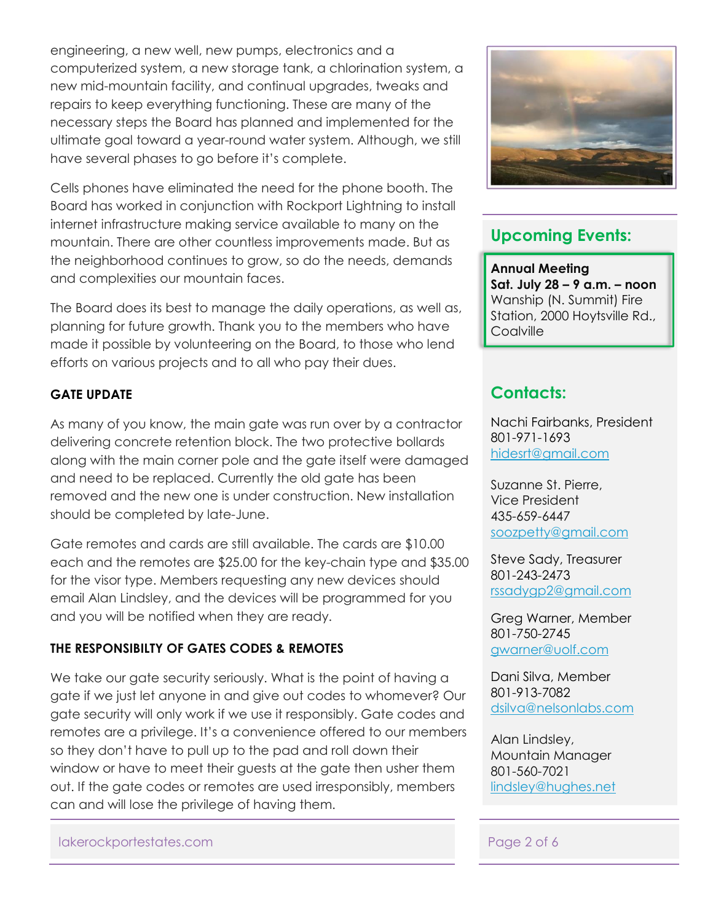engineering, a new well, new pumps, electronics and a computerized system, a new storage tank, a chlorination system, a new mid-mountain facility, and continual upgrades, tweaks and repairs to keep everything functioning. These are many of the necessary steps the Board has planned and implemented for the ultimate goal toward a year-round water system. Although, we still have several phases to go before it's complete.

Cells phones have eliminated the need for the phone booth. The Board has worked in conjunction with Rockport Lightning to install internet infrastructure making service available to many on the mountain. There are other countless improvements made. But as the neighborhood continues to grow, so do the needs, demands and complexities our mountain faces.

The Board does its best to manage the daily operations, as well as, planning for future growth. Thank you to the members who have made it possible by volunteering on the Board, to those who lend efforts on various projects and to all who pay their dues.

**GATE UPDATE**

As many of you know, the main gate was run over by a contractor delivering concrete retention block. The two protective bollards along with the main corner pole and the gate itself were damaged and need to be replaced. Currently the old gate has been removed and the new one is under construction. New installation should be completed by late-June.

Gate remotes and cards are still available. The cards are $10.00 each and the remotes are $25.00 for the key-chain type and $35.00 for the visor type. Members requesting any new devices should email Alan Lindsley, and the devices will be programmed for you and you will be notified when they are ready.

**THE RESPONSIBILTY OF GATES CODES & REMOTES**

We take our gate security seriously. What is the point of having a gate if we just let anyone in and give out codes to whomever? Our gate security will only work if we use it responsibly. Gate codes and remotes are a privilege. It's a convenience offered to our members so they don't have to pull up to the pad and roll down their window or have to meet their guests at the gate then usher them out. If the gate codes or remotes are used irresponsibly, members can and will lose the privilege of having them.

## Upcoming Events:

**Annual Meeting**
**Sat. July 28 – 9 a.m. – noon**
Wanship (N. Summit) Fire Station, 2000 Hoytsville Rd., Coalville

## Contacts:

Nachi Fairbanks, President
801-971-1693
hidesrt@gmail.com

Suzanne St. Pierre, Vice President
435-659-6447
soozpetty@gmail.com

Steve Sady, Treasurer
801-243-2473
rssadygp2@gmail.com

Greg Warner, Member
801-750-2745
gwarner@uolf.com

Dani Silva, Member
801-913-7082
dsilva@nelsonlabs.com

Alan Lindsley, Mountain Manager
801-560-7021
lindsley@hughes.net

lakerockportestates.com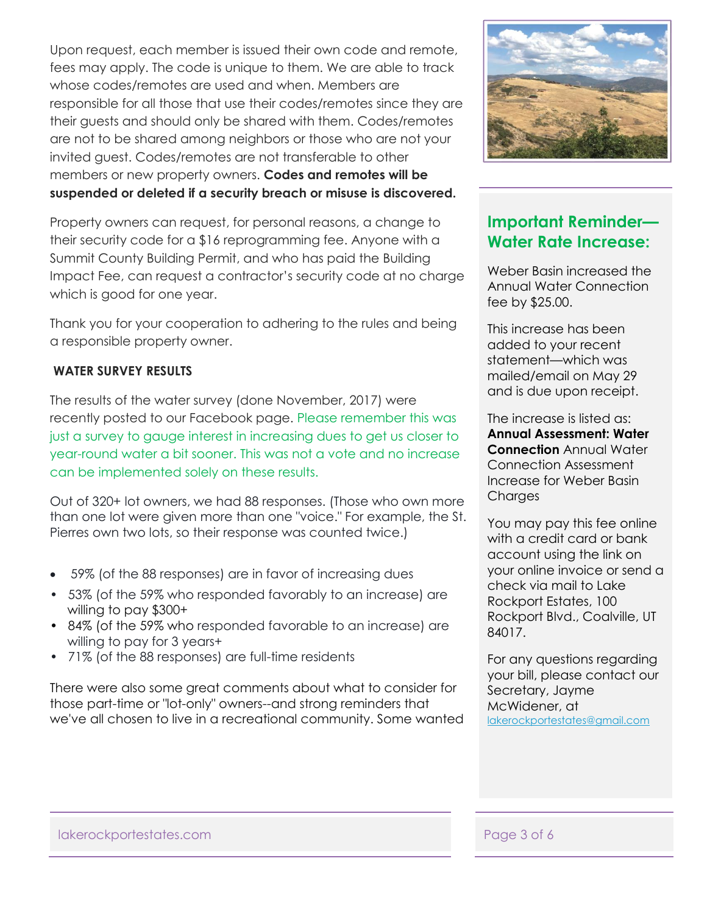Upon request, each member is issued their own code and remote, fees may apply. The code is unique to them. We are able to track whose codes/remotes are used and when. Members are responsible for all those that use their codes/remotes since they are their guests and should only be shared with them. Codes/remotes are not to be shared among neighbors or those who are not your invited guest. Codes/remotes are not transferable to other members or new property owners. **Codes and remotes will be suspended or deleted if a security breach or misuse is discovered.**

Property owners can request, for personal reasons, a change to their security code for a $16 reprogramming fee. Anyone with a Summit County Building Permit, and who has paid the Building Impact Fee, can request a contractor's security code at no charge which is good for one year.

Thank you for your cooperation to adhering to the rules and being a responsible property owner.

### WATER SURVEY RESULTS

The results of the water survey (done November, 2017) were recently posted to our Facebook page. Please remember this was just a survey to gauge interest in increasing dues to get us closer to year-round water a bit sooner. This was not a vote and no increase can be implemented solely on these results.

Out of 320+ lot owners, we had 88 responses. (Those who own more than one lot were given more than one "voice." For example, the St. Pierres own two lots, so their response was counted twice.)

- 59% (of the 88 responses) are in favor of increasing dues
- 53% (of the 59% who responded favorably to an increase) are willing to pay $300+
- 84% (of the 59% who responded favorable to an increase) are willing to pay for 3 years+
- 71% (of the 88 responses) are full-time residents

There were also some great comments about what to consider for those part-time or "lot-only" owners--and strong reminders that we've all chosen to live in a recreational community. Some wanted

## Important Reminder—Water Rate Increase:

Weber Basin increased the Annual Water Connection fee by $25.00.

This increase has been added to your recent statement—which was mailed/email on May 29 and is due upon receipt.

The increase is listed as: **Annual Assessment: Water Connection** Annual Water Connection Assessment Increase for Weber Basin Charges

You may pay this fee online with a credit card or bank account using the link on your online invoice or send a check via mail to Lake Rockport Estates, 100 Rockport Blvd., Coalville, UT 84017.

For any questions regarding your bill, please contact our Secretary, Jayme McWidener, at lakerockportestates@gmail.com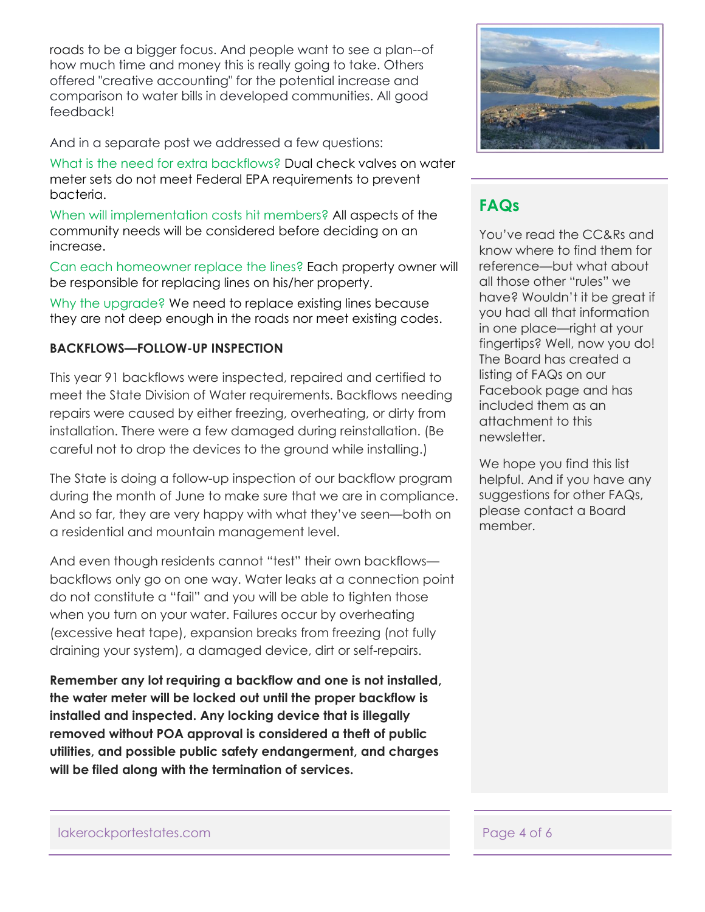roads to be a bigger focus. And people want to see a plan--of how much time and money this is really going to take. Others offered "creative accounting" for the potential increase and comparison to water bills in developed communities. All good feedback!

And in a separate post we addressed a few questions:

What is the need for extra backflows? Dual check valves on water meter sets do not meet Federal EPA requirements to prevent bacteria.

When will implementation costs hit members? All aspects of the community needs will be considered before deciding on an increase.

Can each homeowner replace the lines? Each property owner will be responsible for replacing lines on his/her property.

Why the upgrade? We need to replace existing lines because they are not deep enough in the roads nor meet existing codes.

**BACKFLOWS—FOLLOW-UP INSPECTION**

This year 91 backflows were inspected, repaired and certified to meet the State Division of Water requirements. Backflows needing repairs were caused by either freezing, overheating, or dirty from installation. There were a few damaged during reinstallation. (Be careful not to drop the devices to the ground while installing.)

The State is doing a follow-up inspection of our backflow program during the month of June to make sure that we are in compliance. And so far, they are very happy with what they've seen—both on a residential and mountain management level.

And even though residents cannot "test" their own backflows—backflows only go on one way. Water leaks at a connection point do not constitute a "fail" and you will be able to tighten those when you turn on your water. Failures occur by overheating (excessive heat tape), expansion breaks from freezing (not fully draining your system), a damaged device, dirt or self-repairs.

**Remember any lot requiring a backflow and one is not installed, the water meter will be locked out until the proper backflow is installed and inspected. Any locking device that is illegally removed without POA approval is considered a theft of public utilities, and possible public safety endangerment, and charges will be filed along with the termination of services.**

## FAQs

You've read the CC&Rs and know where to find them for reference—but what about all those other "rules" we have? Wouldn't it be great if you had all that information in one place—right at your fingertips? Well, now you do! The Board has created a listing of FAQs on our Facebook page and has included them as an attachment to this newsletter.

We hope you find this list helpful. And if you have any suggestions for other FAQs, please contact a Board member.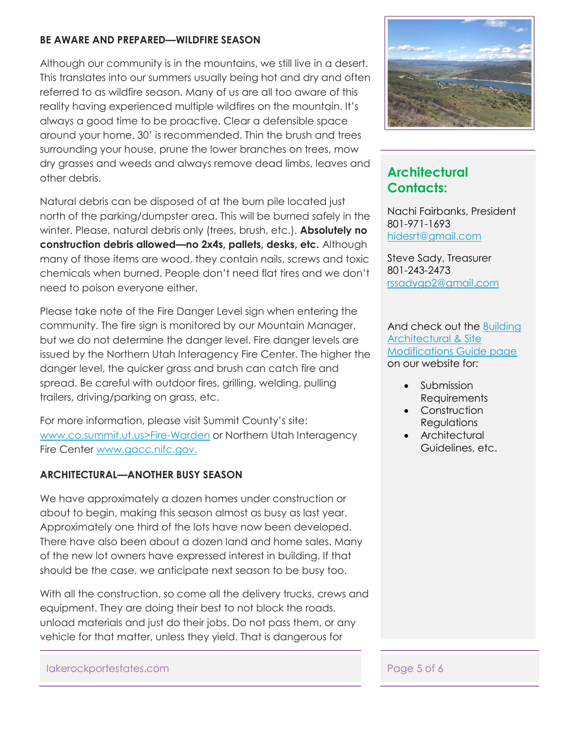**BE AWARE AND PREPARED—WILDFIRE SEASON**

Although our community is in the mountains, we still live in a desert. This translates into our summers usually being hot and dry and often referred to as wildfire season. Many of us are all too aware of this reality having experienced multiple wildfires on the mountain. It's always a good time to be proactive. Clear a defensible space around your home, 30' is recommended. Thin the brush and trees surrounding your house, prune the lower branches on trees, mow dry grasses and weeds and always remove dead limbs, leaves and other debris.

Natural debris can be disposed of at the burn pile located just north of the parking/dumpster area. This will be burned safely in the winter. Please, natural debris only (trees, brush, etc.). **Absolutely no construction debris allowed—no 2x4s, pallets, desks, etc.** Although many of those items are wood, they contain nails, screws and toxic chemicals when burned. People don't need flat tires and we don't need to poison everyone either.

Please take note of the Fire Danger Level sign when entering the community. The fire sign is monitored by our Mountain Manager, but we do not determine the danger level. Fire danger levels are issued by the Northern Utah Interagency Fire Center. The higher the danger level, the quicker grass and brush can catch fire and spread. Be careful with outdoor fires, grilling, welding, pulling trailers, driving/parking on grass, etc.

For more information, please visit Summit County's site: www.co.summit.ut.us>Fire-Warden or Northern Utah Interagency Fire Center www.gacc.nifc.gov.

**ARCHITECTURAL—ANOTHER BUSY SEASON**

We have approximately a dozen homes under construction or about to begin, making this season almost as busy as last year. Approximately one third of the lots have now been developed. There have also been about a dozen land and home sales. Many of the new lot owners have expressed interest in building. If that should be the case, we anticipate next season to be busy too.

With all the construction, so come all the delivery trucks, crews and equipment. They are doing their best to not block the roads, unload materials and just do their jobs. Do not pass them, or any vehicle for that matter, unless they yield. That is dangerous for

## Architectural Contacts:

Nachi Fairbanks, President
801-971-1693
hidesrt@gmail.com

Steve Sady, Treasurer
801-243-2473
rssadygp2@gmail.com

And check out the Building Architectural & Site Modifications Guide page on our website for:

- Submission Requirements
- Construction Regulations
- Architectural Guidelines, etc.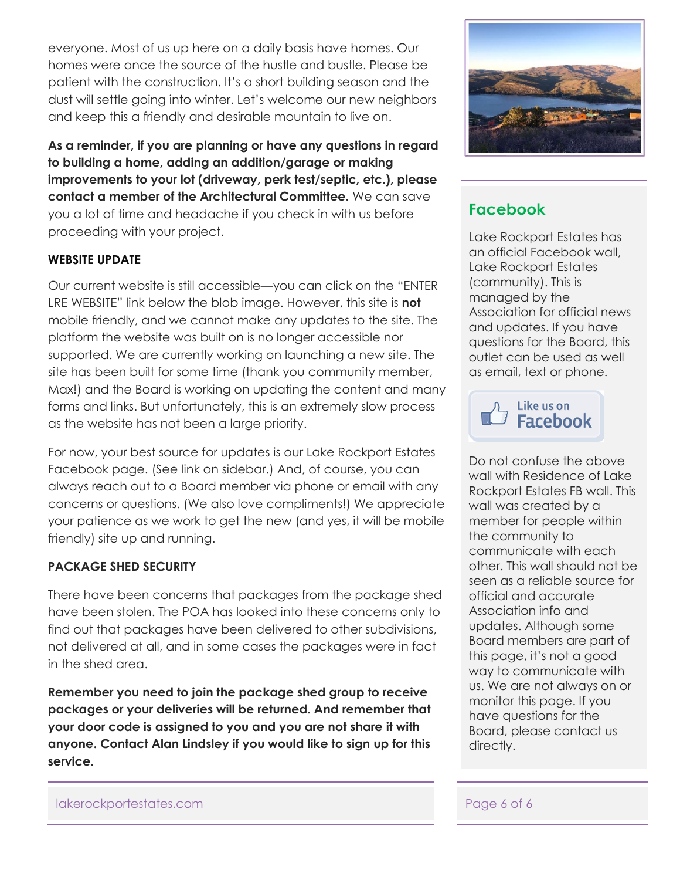everyone. Most of us up here on a daily basis have homes. Our homes were once the source of the hustle and bustle. Please be patient with the construction. It's a short building season and the dust will settle going into winter. Let's welcome our new neighbors and keep this a friendly and desirable mountain to live on.

**As a reminder, if you are planning or have any questions in regard to building a home, adding an addition/garage or making improvements to your lot (driveway, perk test/septic, etc.), please contact a member of the Architectural Committee.** We can save you a lot of time and headache if you check in with us before proceeding with your project.

**WEBSITE UPDATE**

Our current website is still accessible—you can click on the "ENTER LRE WEBSITE" link below the blob image. However, this site is **not** mobile friendly, and we cannot make any updates to the site. The platform the website was built on is no longer accessible nor supported. We are currently working on launching a new site. The site has been built for some time (thank you community member, Max!) and the Board is working on updating the content and many forms and links. But unfortunately, this is an extremely slow process as the website has not been a large priority.

For now, your best source for updates is our Lake Rockport Estates Facebook page. (See link on sidebar.) And, of course, you can always reach out to a Board member via phone or email with any concerns or questions. (We also love compliments!) We appreciate your patience as we work to get the new (and yes, it will be mobile friendly) site up and running.

**PACKAGE SHED SECURITY**

There have been concerns that packages from the package shed have been stolen. The POA has looked into these concerns only to find out that packages have been delivered to other subdivisions, not delivered at all, and in some cases the packages were in fact in the shed area.

**Remember you need to join the package shed group to receive packages or your deliveries will be returned. And remember that your door code is assigned to you and you are not share it with anyone. Contact Alan Lindsley if you would like to sign up for this service.**

## Facebook

Lake Rockport Estates has an official Facebook wall, Lake Rockport Estates (community). This is managed by the Association for official news and updates. If you have questions for the Board, this outlet can be used as well as email, text or phone.

Like us on Facebook

Do not confuse the above wall with Residence of Lake Rockport Estates FB wall. This wall was created by a member for people within the community to communicate with each other. This wall should not be seen as a reliable source for official and accurate Association info and updates. Although some Board members are part of this page, it's not a good way to communicate with us. We are not always on or monitor this page. If you have questions for the Board, please contact us directly.

lakerockportestates.com